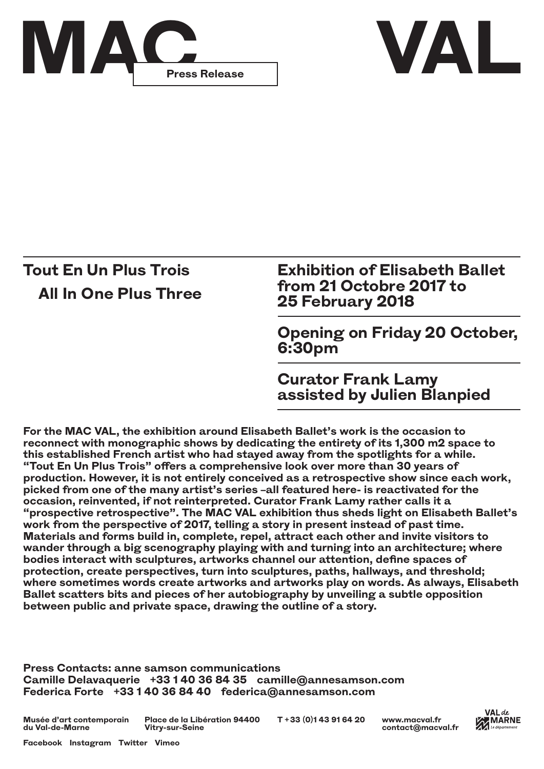# MAC VAL

**Press Release**

## Tout En Un Plus Trois

## All In One Plus Three

**Exhibition of Elisabeth Ballet from 21 Octobre 2017 to 25 February 2018**

**Opening on Friday 20 October, 6:30pm**

**Curator Frank Lamy assisted by Julien Blanpied**

**For the MAC VAL, the exhibition around Elisabeth Ballet's work is the occasion to reconnect with monographic shows by dedicating the entirety of its 1,300 m2 space to this established French artist who had stayed away from the spotlights for a while. "Tout En Un Plus Trois" offers a comprehensive look over more than 30 years of production. However, it is not entirely conceived as a retrospective show since each work, picked from one of the many artist's series –all featured here- is reactivated for the occasion, reinvented, if not reinterpreted. Curator Frank Lamy rather calls it a "prospective retrospective". The MAC VAL exhibition thus sheds light on Elisabeth Ballet's work from the perspective of 2017, telling a story in present instead of past time. Materials and forms build in, complete, repel, attract each other and invite visitors to wander through a big scenography playing with and turning into an architecture; where bodies interact with sculptures, artworks channel our attention, define spaces of protection, create perspectives, turn into sculptures, paths, hallways, and threshold; where sometimes words create artworks and artworks play on words. As always, Elisabeth Ballet scatters bits and pieces of her autobiography by unveiling a subtle opposition between public and private space, drawing the outline of a story.**

**Press Contacts: anne samson communications**
**Camille Delavaquerie +33 1 40 36 84 35 camille@annesamson.com**
**Federica Forte +33 1 40 36 84 40 federica@annesamson.com**

Musée d'art contemporain du Val-de-Marne
Place de la Libération 94400 Vitry-sur-Seine
T +33 (0)1 43 91 64 20
www.macval.fr
contact@macval.fr

VAL de MARNE Le département

Facebook Instagram Twitter Vimeo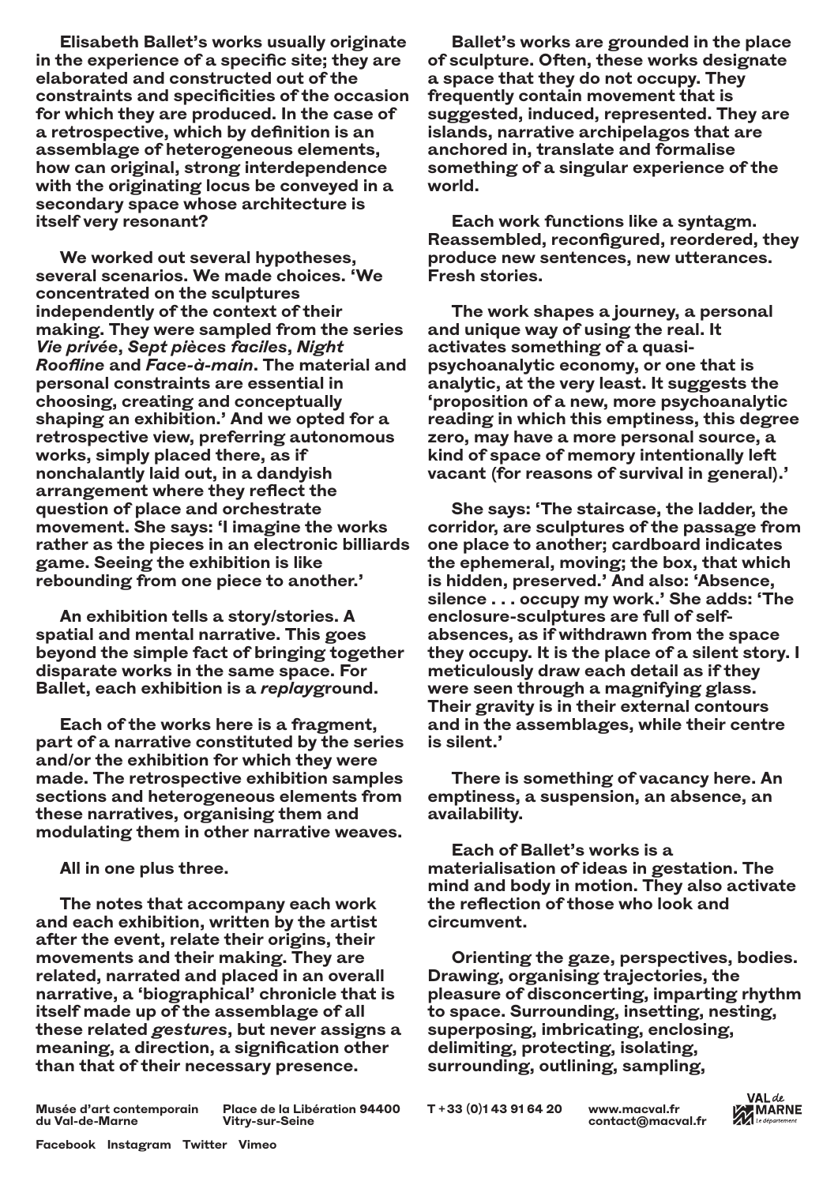**Elisabeth Ballet's works usually originate in the experience of a specific site; they are elaborated and constructed out of the constraints and specificities of the occasion for which they are produced. In the case of a retrospective, which by definition is an assemblage of heterogeneous elements, how can original, strong interdependence with the originating locus be conveyed in a secondary space whose architecture is itself very resonant?**

**We worked out several hypotheses, several scenarios. We made choices. 'We concentrated on the sculptures independently of the context of their making. They were sampled from the series *Vie privée*, *Sept pièces faciles*, *Night Roofline* and *Face-à-main*. The material and personal constraints are essential in choosing, creating and conceptually shaping an exhibition.' And we opted for a retrospective view, preferring autonomous works, simply placed there, as if nonchalantly laid out, in a dandyish arrangement where they reflect the question of place and orchestrate movement. She says: 'I imagine the works rather as the pieces in an electronic billiards game. Seeing the exhibition is like rebounding from one piece to another.'**

**An exhibition tells a story/stories. A spatial and mental narrative. This goes beyond the simple fact of bringing together disparate works in the same space. For Ballet, each exhibition is a *replay*ground.**

**Each of the works here is a fragment, part of a narrative constituted by the series and/or the exhibition for which they were made. The retrospective exhibition samples sections and heterogeneous elements from these narratives, organising them and modulating them in other narrative weaves.**

**All in one plus three.**

**The notes that accompany each work and each exhibition, written by the artist after the event, relate their origins, their movements and their making. They are related, narrated and placed in an overall narrative, a 'biographical' chronicle that is itself made up of the assemblage of all these related *gestures*, but never assigns a meaning, a direction, a signification other than that of their necessary presence.**

**Ballet's works are grounded in the place of sculpture. Often, these works designate a space that they do not occupy. They frequently contain movement that is suggested, induced, represented. They are islands, narrative archipelagos that are anchored in, translate and formalise something of a singular experience of the world.**

**Each work functions like a syntagm. Reassembled, reconfigured, reordered, they produce new sentences, new utterances. Fresh stories.**

**The work shapes a journey, a personal and unique way of using the real. It activates something of a quasi-psychoanalytic economy, or one that is analytic, at the very least. It suggests the 'proposition of a new, more psychoanalytic reading in which this emptiness, this degree zero, may have a more personal source, a kind of space of memory intentionally left vacant (for reasons of survival in general).'**

**She says: 'The staircase, the ladder, the corridor, are sculptures of the passage from one place to another; cardboard indicates the ephemeral, moving; the box, that which is hidden, preserved.' And also: 'Absence, silence . . . occupy my work.' She adds: 'The enclosure-sculptures are full of self-absences, as if withdrawn from the space they occupy. It is the place of a silent story. I meticulously draw each detail as if they were seen through a magnifying glass. Their gravity is in their external contours and in the assemblages, while their centre is silent.'**

**There is something of vacancy here. An emptiness, a suspension, an absence, an availability.**

**Each of Ballet's works is a materialisation of ideas in gestation. The mind and body in motion. They also activate the reflection of those who look and circumvent.**

**Orienting the gaze, perspectives, bodies. Drawing, organising trajectories, the pleasure of disconcerting, imparting rhythm to space. Surrounding, insetting, nesting, superposing, imbricating, enclosing, delimiting, protecting, isolating, surrounding, outlining, sampling,**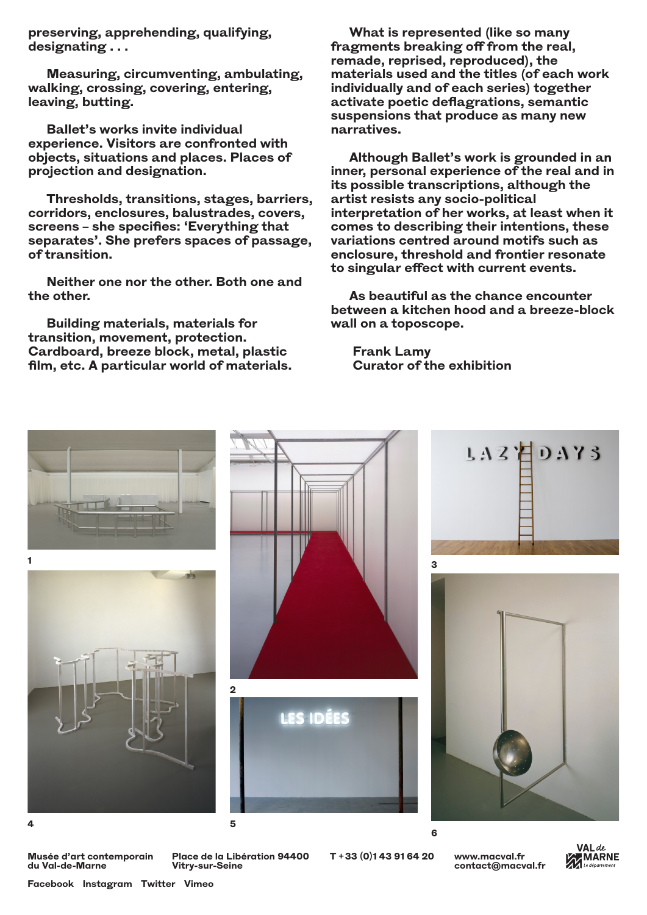preserving, apprehending, qualifying, designating . . .

Measuring, circumventing, ambulating, walking, crossing, covering, entering, leaving, butting.

Ballet's works invite individual experience. Visitors are confronted with objects, situations and places. Places of projection and designation.

Thresholds, transitions, stages, barriers, corridors, enclosures, balustrades, covers, screens – she specifies: 'Everything that separates'. She prefers spaces of passage, of transition.

Neither one nor the other. Both one and the other.

Building materials, materials for transition, movement, protection. Cardboard, breeze block, metal, plastic film, etc. A particular world of materials.

What is represented (like so many fragments breaking off from the real, remade, reprised, reproduced), the materials used and the titles (of each work individually and of each series) together activate poetic deflagrations, semantic suspensions that produce as many new narratives.

Although Ballet's work is grounded in an inner, personal experience of the real and in its possible transcriptions, although the artist resists any socio-political interpretation of her works, at least when it comes to describing their intentions, these variations centred around motifs such as enclosure, threshold and frontier resonate to singular effect with current events.

As beautiful as the chance encounter between a kitchen hood and a breeze-block wall on a toposcope.

Frank Lamy
Curator of the exhibition

1

2

3

4

5

6

Musée d'art contemporain du Val-de-Marne — Place de la Libération 94400 Vitry-sur-Seine — T +33 (0)1 43 91 64 20 — www.macval.fr — contact@macval.fr

Facebook Instagram Twitter Vimeo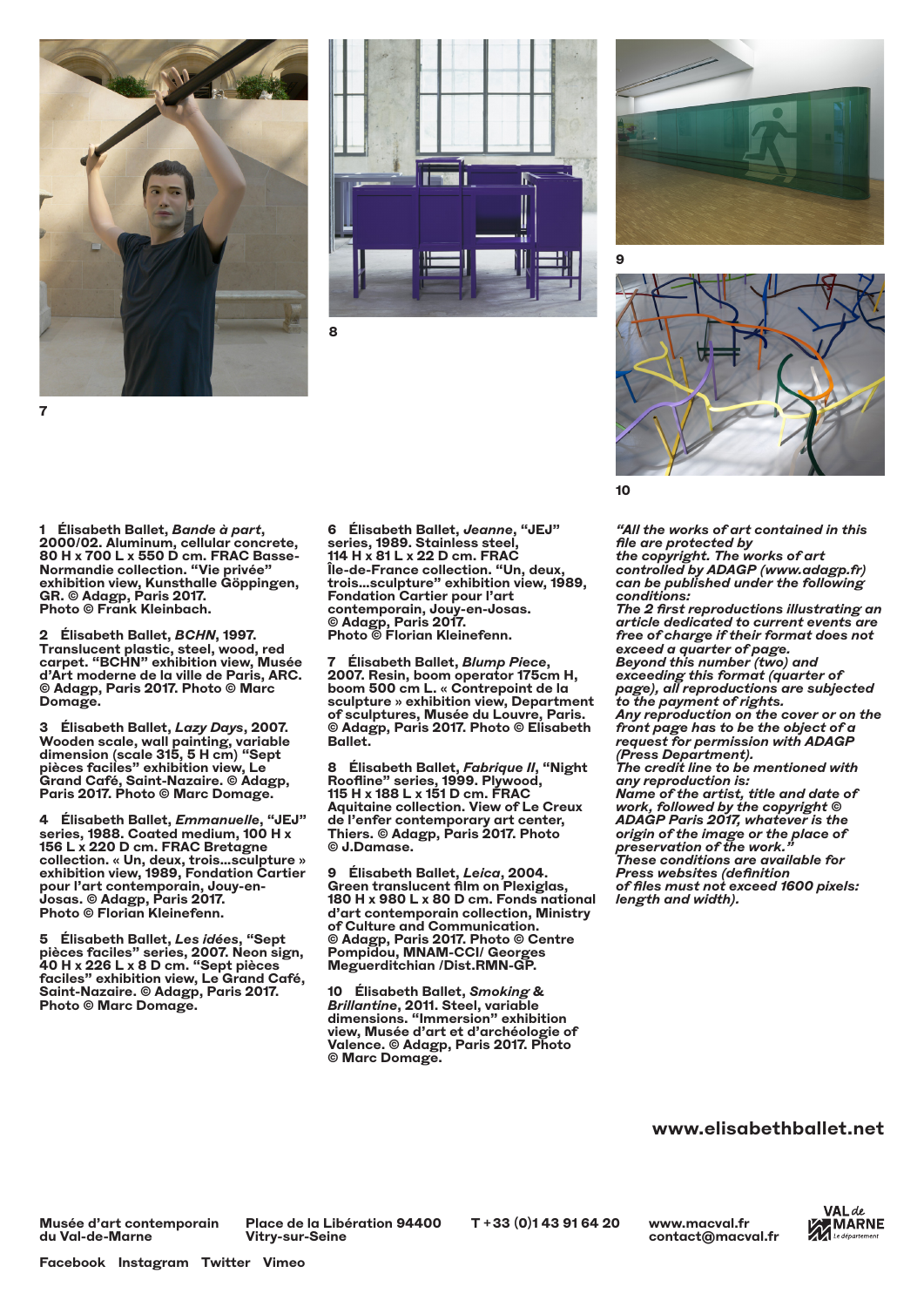7

8

9

10

**1 Élisabeth Ballet, *Bande à part*, 2000/02. Aluminum, cellular concrete, 80 H x 700 L x 550 D cm. FRAC Basse-Normandie collection. "Vie privée" exhibition view, Kunsthalle Göppingen, GR. © Adagp, Paris 2017. Photo © Frank Kleinbach.**

**2 Élisabeth Ballet, *BCHN*, 1997. Translucent plastic, steel, wood, red carpet. "BCHN" exhibition view, Musée d'Art moderne de la ville de Paris, ARC. © Adagp, Paris 2017. Photo © Marc Domage.**

**3 Élisabeth Ballet, *Lazy Days*, 2007. Wooden scale, wall painting, variable dimension (scale 315, 5 H cm) "Sept pièces faciles" exhibition view, Le Grand Café, Saint-Nazaire. © Adagp, Paris 2017. Photo © Marc Domage.**

**4 Élisabeth Ballet, *Emmanuelle*, "JEJ" series, 1988. Coated medium, 100 H x 156 L x 220 D cm. FRAC Bretagne collection. « Un, deux, trois...sculpture » exhibition view, 1989, Fondation Cartier pour l'art contemporain, Jouy-en-Josas. © Adagp, Paris 2017. Photo © Florian Kleinefenn.**

**5 Élisabeth Ballet, *Les idées*, "Sept pièces faciles" series, 2007. Neon sign, 40 H x 226 L x 8 D cm. "Sept pièces faciles" exhibition view, Le Grand Café, Saint-Nazaire. © Adagp, Paris 2017. Photo © Marc Domage.**

**6 Élisabeth Ballet, *Jeanne*, "JEJ" series, 1989. Stainless steel, 114 H x 81 L x 22 D cm. FRAC Île-de-France collection. "Un, deux, trois...sculpture" exhibition view, 1989, Fondation Cartier pour l'art contemporain, Jouy-en-Josas. © Adagp, Paris 2017. Photo © Florian Kleinefenn.**

**7 Élisabeth Ballet, *Blump Piece*, 2007. Resin, boom operator 175cm H, boom 500 cm L. « Contrepoint de la sculpture » exhibition view, Department of sculptures, Musée du Louvre, Paris. © Adagp, Paris 2017. Photo © Elisabeth Ballet.**

**8 Élisabeth Ballet, *Fabrique II*, "Night Roofline" series, 1999. Plywood, 115 H x 188 L x 151 D cm. FRAC Aquitaine collection. View of Le Creux de l'enfer contemporary art center, Thiers. © Adagp, Paris 2017. Photo © J.Damase.**

**9 Élisabeth Ballet, *Leica*, 2004. Green translucent film on Plexiglas, 180 H x 980 L x 80 D cm. Fonds national d'art contemporain collection, Ministry of Culture and Communication. © Adagp, Paris 2017. Photo © Centre Pompidou, MNAM-CCI/ Georges Meguerditchian /Dist.RMN-GP.**

**10 Élisabeth Ballet, *Smoking & Brillantine*, 2011. Steel, variable dimensions. "Immersion" exhibition view, Musée d'art et d'archéologie of Valence. © Adagp, Paris 2017. Photo © Marc Domage.**

***"All the works of art contained in this file are protected by the copyright. The works of art controlled by ADAGP (www.adagp.fr) can be published under the following conditions:***
***The 2 first reproductions illustrating an article dedicated to current events are free of charge if their format does not exceed a quarter of page.***
***Beyond this number (two) and exceeding this format (quarter of page), all reproductions are subjected to the payment of rights.***
***Any reproduction on the cover or on the front page has to be the object of a request for permission with ADAGP (Press Department).***
***The credit line to be mentioned with any reproduction is:***
***Name of the artist, title and date of work, followed by the copyright © ADAGP Paris 2017, whatever is the origin of the image or the place of preservation of the work."***
***These conditions are available for Press websites (definition of files must not exceed 1600 pixels: length and width).***

**www.elisabethballet.net**

**Musée d'art contemporain du Val-de-Marne**
**Place de la Libération 94400 Vitry-sur-Seine**
**T +33 (0)1 43 91 64 20**
**www.macval.fr**
**contact@macval.fr**

**Facebook Instagram Twitter Vimeo**